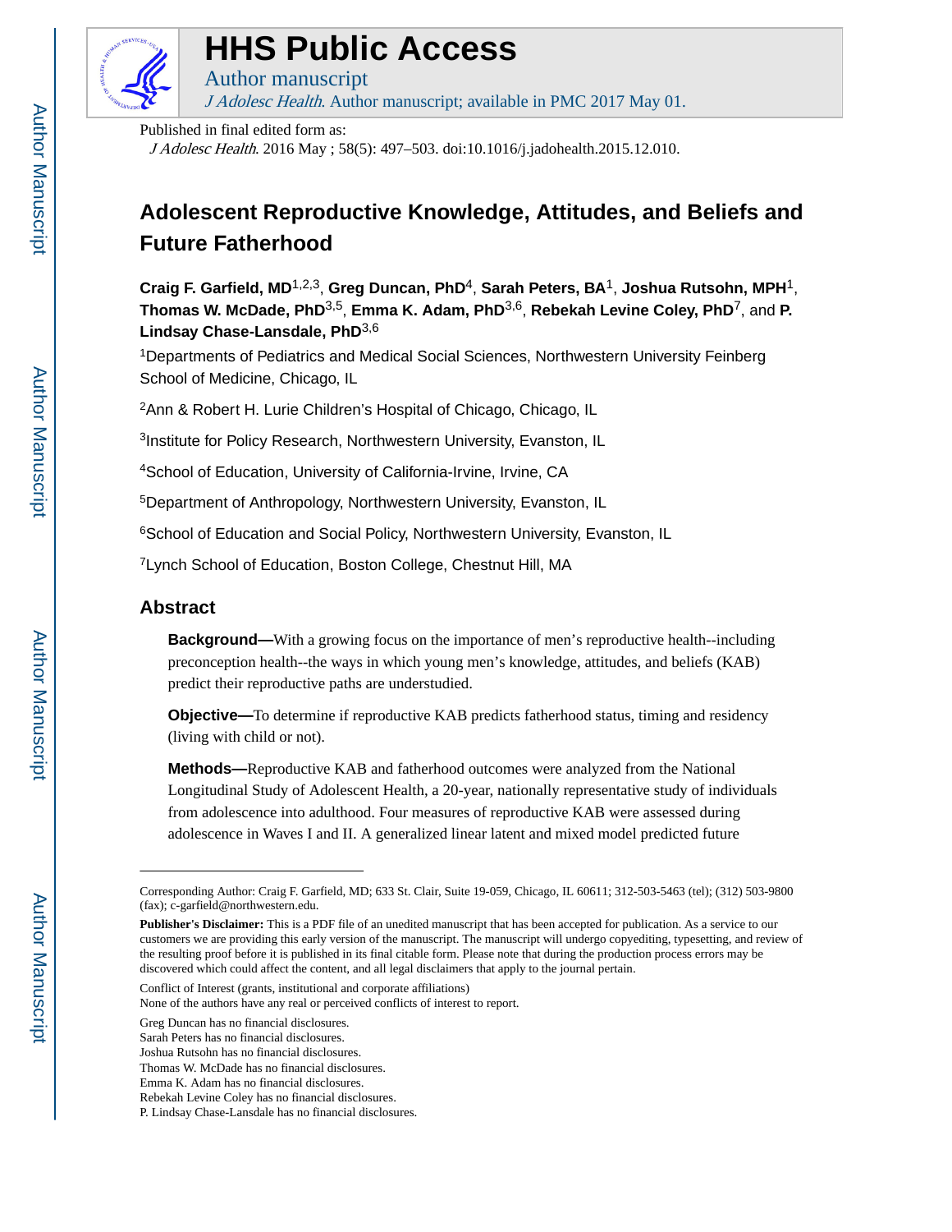# HHS Public Access

Author manuscript

*J Adolesc Health*. Author manuscript; available in PMC 2017 May 01.

Published in final edited form as:

*J Adolesc Health*. 2016 May ; 58(5): 497–503. doi:10.1016/j.jadohealth.2015.12.010.

## Adolescent Reproductive Knowledge, Attitudes, and Beliefs and Future Fatherhood

**Craig F. Garfield, MD**[1,2,3], **Greg Duncan, PhD**[4], **Sarah Peters, BA**[1], **Joshua Rutsohn, MPH**[1], **Thomas W. McDade, PhD**[3,5], **Emma K. Adam, PhD**[3,6], **Rebekah Levine Coley, PhD**[7], and **P. Lindsay Chase-Lansdale, PhD**[3,6]

[1]Departments of Pediatrics and Medical Social Sciences, Northwestern University Feinberg School of Medicine, Chicago, IL

[2]Ann & Robert H. Lurie Children's Hospital of Chicago, Chicago, IL

[3]Institute for Policy Research, Northwestern University, Evanston, IL

[4]School of Education, University of California-Irvine, Irvine, CA

[5]Department of Anthropology, Northwestern University, Evanston, IL

[6]School of Education and Social Policy, Northwestern University, Evanston, IL

[7]Lynch School of Education, Boston College, Chestnut Hill, MA

## Abstract

**Background—**With a growing focus on the importance of men's reproductive health--including preconception health--the ways in which young men's knowledge, attitudes, and beliefs (KAB) predict their reproductive paths are understudied.

**Objective—**To determine if reproductive KAB predicts fatherhood status, timing and residency (living with child or not).

**Methods—**Reproductive KAB and fatherhood outcomes were analyzed from the National Longitudinal Study of Adolescent Health, a 20-year, nationally representative study of individuals from adolescence into adulthood. Four measures of reproductive KAB were assessed during adolescence in Waves I and II. A generalized linear latent and mixed model predicted future

---

Corresponding Author: Craig F. Garfield, MD; 633 St. Clair, Suite 19-059, Chicago, IL 60611; 312-503-5463 (tel); (312) 503-9800 (fax); c-garfield@northwestern.edu.

**Publisher's Disclaimer:** This is a PDF file of an unedited manuscript that has been accepted for publication. As a service to our customers we are providing this early version of the manuscript. The manuscript will undergo copyediting, typesetting, and review of the resulting proof before it is published in its final citable form. Please note that during the production process errors may be discovered which could affect the content, and all legal disclaimers that apply to the journal pertain.

Conflict of Interest (grants, institutional and corporate affiliations)
None of the authors have any real or perceived conflicts of interest to report.

Greg Duncan has no financial disclosures.
Sarah Peters has no financial disclosures.
Joshua Rutsohn has no financial disclosures.
Thomas W. McDade has no financial disclosures.
Emma K. Adam has no financial disclosures.
Rebekah Levine Coley has no financial disclosures.
P. Lindsay Chase-Lansdale has no financial disclosures.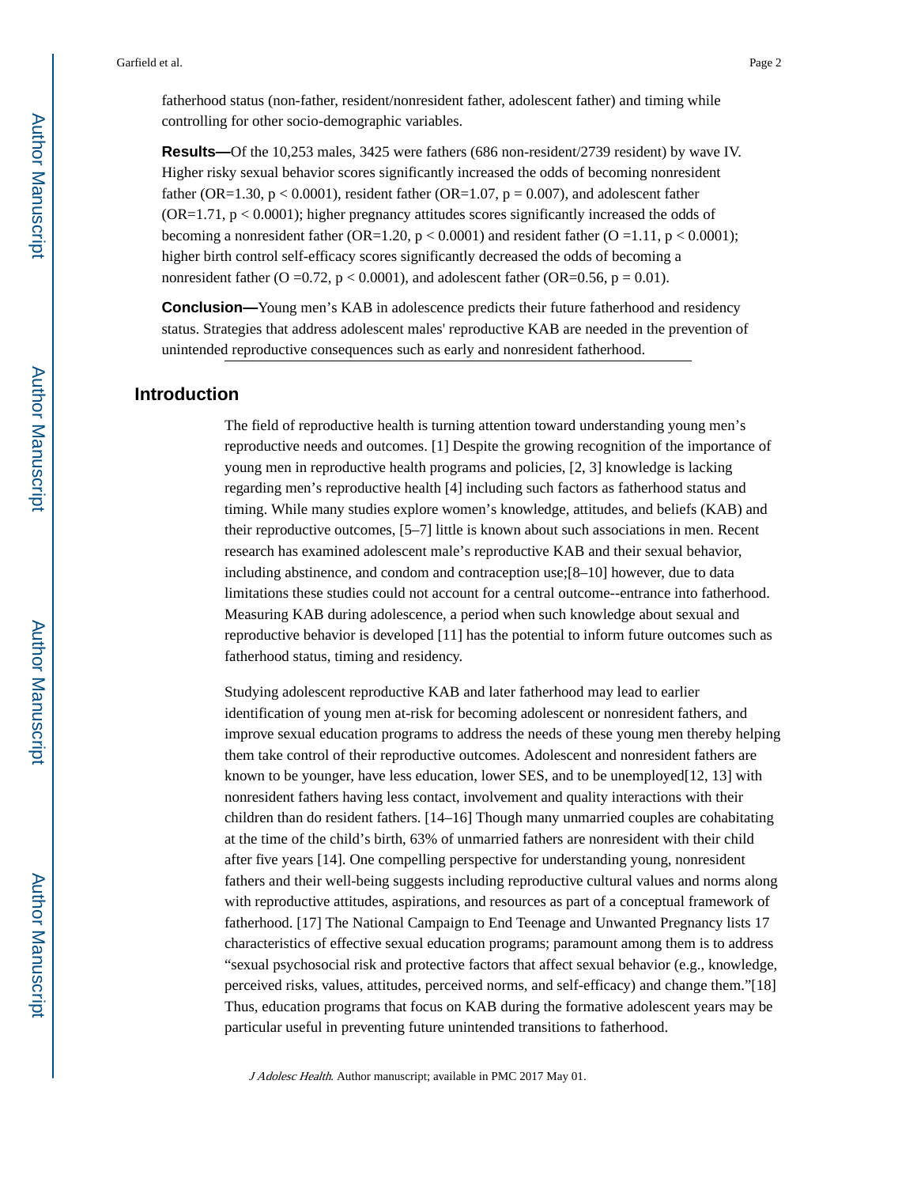fatherhood status (non-father, resident/nonresident father, adolescent father) and timing while controlling for other socio-demographic variables.

**Results—**Of the 10,253 males, 3425 were fathers (686 non-resident/2739 resident) by wave IV. Higher risky sexual behavior scores significantly increased the odds of becoming nonresident father (OR=1.30, $p < 0.0001$), resident father (OR=1.07, $p = 0.007$), and adolescent father (OR=1.71, $p < 0.0001$); higher pregnancy attitudes scores significantly increased the odds of becoming a nonresident father (OR=1.20, $p < 0.0001$) and resident father (O =1.11, $p < 0.0001$); higher birth control self-efficacy scores significantly decreased the odds of becoming a nonresident father (O =0.72, $p < 0.0001$), and adolescent father (OR=0.56, $p = 0.01$).

**Conclusion—**Young men's KAB in adolescence predicts their future fatherhood and residency status. Strategies that address adolescent males' reproductive KAB are needed in the prevention of unintended reproductive consequences such as early and nonresident fatherhood.

## Introduction

The field of reproductive health is turning attention toward understanding young men's reproductive needs and outcomes. [1] Despite the growing recognition of the importance of young men in reproductive health programs and policies, [2, 3] knowledge is lacking regarding men's reproductive health [4] including such factors as fatherhood status and timing. While many studies explore women's knowledge, attitudes, and beliefs (KAB) and their reproductive outcomes, [5–7] little is known about such associations in men. Recent research has examined adolescent male's reproductive KAB and their sexual behavior, including abstinence, and condom and contraception use;[8–10] however, due to data limitations these studies could not account for a central outcome--entrance into fatherhood. Measuring KAB during adolescence, a period when such knowledge about sexual and reproductive behavior is developed [11] has the potential to inform future outcomes such as fatherhood status, timing and residency.

Studying adolescent reproductive KAB and later fatherhood may lead to earlier identification of young men at-risk for becoming adolescent or nonresident fathers, and improve sexual education programs to address the needs of these young men thereby helping them take control of their reproductive outcomes. Adolescent and nonresident fathers are known to be younger, have less education, lower SES, and to be unemployed[12, 13] with nonresident fathers having less contact, involvement and quality interactions with their children than do resident fathers. [14–16] Though many unmarried couples are cohabitating at the time of the child's birth, 63% of unmarried fathers are nonresident with their child after five years [14]. One compelling perspective for understanding young, nonresident fathers and their well-being suggests including reproductive cultural values and norms along with reproductive attitudes, aspirations, and resources as part of a conceptual framework of fatherhood. [17] The National Campaign to End Teenage and Unwanted Pregnancy lists 17 characteristics of effective sexual education programs; paramount among them is to address "sexual psychosocial risk and protective factors that affect sexual behavior (e.g., knowledge, perceived risks, values, attitudes, perceived norms, and self-efficacy) and change them."[18] Thus, education programs that focus on KAB during the formative adolescent years may be particular useful in preventing future unintended transitions to fatherhood.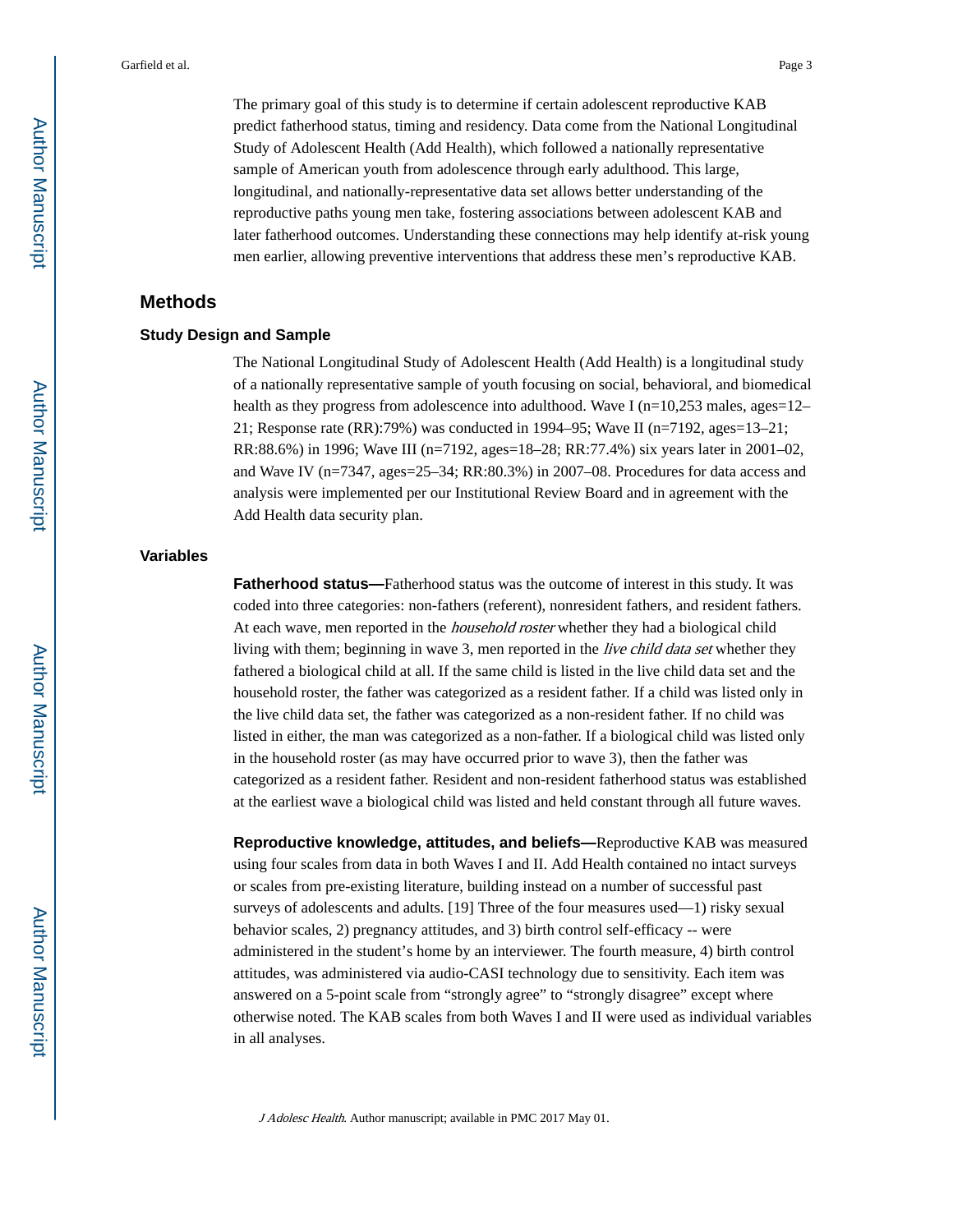The primary goal of this study is to determine if certain adolescent reproductive KAB predict fatherhood status, timing and residency. Data come from the National Longitudinal Study of Adolescent Health (Add Health), which followed a nationally representative sample of American youth from adolescence through early adulthood. This large, longitudinal, and nationally-representative data set allows better understanding of the reproductive paths young men take, fostering associations between adolescent KAB and later fatherhood outcomes. Understanding these connections may help identify at-risk young men earlier, allowing preventive interventions that address these men's reproductive KAB.

## Methods

### Study Design and Sample

The National Longitudinal Study of Adolescent Health (Add Health) is a longitudinal study of a nationally representative sample of youth focusing on social, behavioral, and biomedical health as they progress from adolescence into adulthood. Wave I (n=10,253 males, ages=12–21; Response rate (RR):79%) was conducted in 1994–95; Wave II (n=7192, ages=13–21; RR:88.6%) in 1996; Wave III (n=7192, ages=18–28; RR:77.4%) six years later in 2001–02, and Wave IV (n=7347, ages=25–34; RR:80.3%) in 2007–08. Procedures for data access and analysis were implemented per our Institutional Review Board and in agreement with the Add Health data security plan.

### Variables

**Fatherhood status—**Fatherhood status was the outcome of interest in this study. It was coded into three categories: non-fathers (referent), nonresident fathers, and resident fathers. At each wave, men reported in the *household roster* whether they had a biological child living with them; beginning in wave 3, men reported in the *live child data set* whether they fathered a biological child at all. If the same child is listed in the live child data set and the household roster, the father was categorized as a resident father. If a child was listed only in the live child data set, the father was categorized as a non-resident father. If no child was listed in either, the man was categorized as a non-father. If a biological child was listed only in the household roster (as may have occurred prior to wave 3), then the father was categorized as a resident father. Resident and non-resident fatherhood status was established at the earliest wave a biological child was listed and held constant through all future waves.

**Reproductive knowledge, attitudes, and beliefs—**Reproductive KAB was measured using four scales from data in both Waves I and II. Add Health contained no intact surveys or scales from pre-existing literature, building instead on a number of successful past surveys of adolescents and adults. [19] Three of the four measures used—1) risky sexual behavior scales, 2) pregnancy attitudes, and 3) birth control self-efficacy -- were administered in the student's home by an interviewer. The fourth measure, 4) birth control attitudes, was administered via audio-CASI technology due to sensitivity. Each item was answered on a 5-point scale from "strongly agree" to "strongly disagree" except where otherwise noted. The KAB scales from both Waves I and II were used as individual variables in all analyses.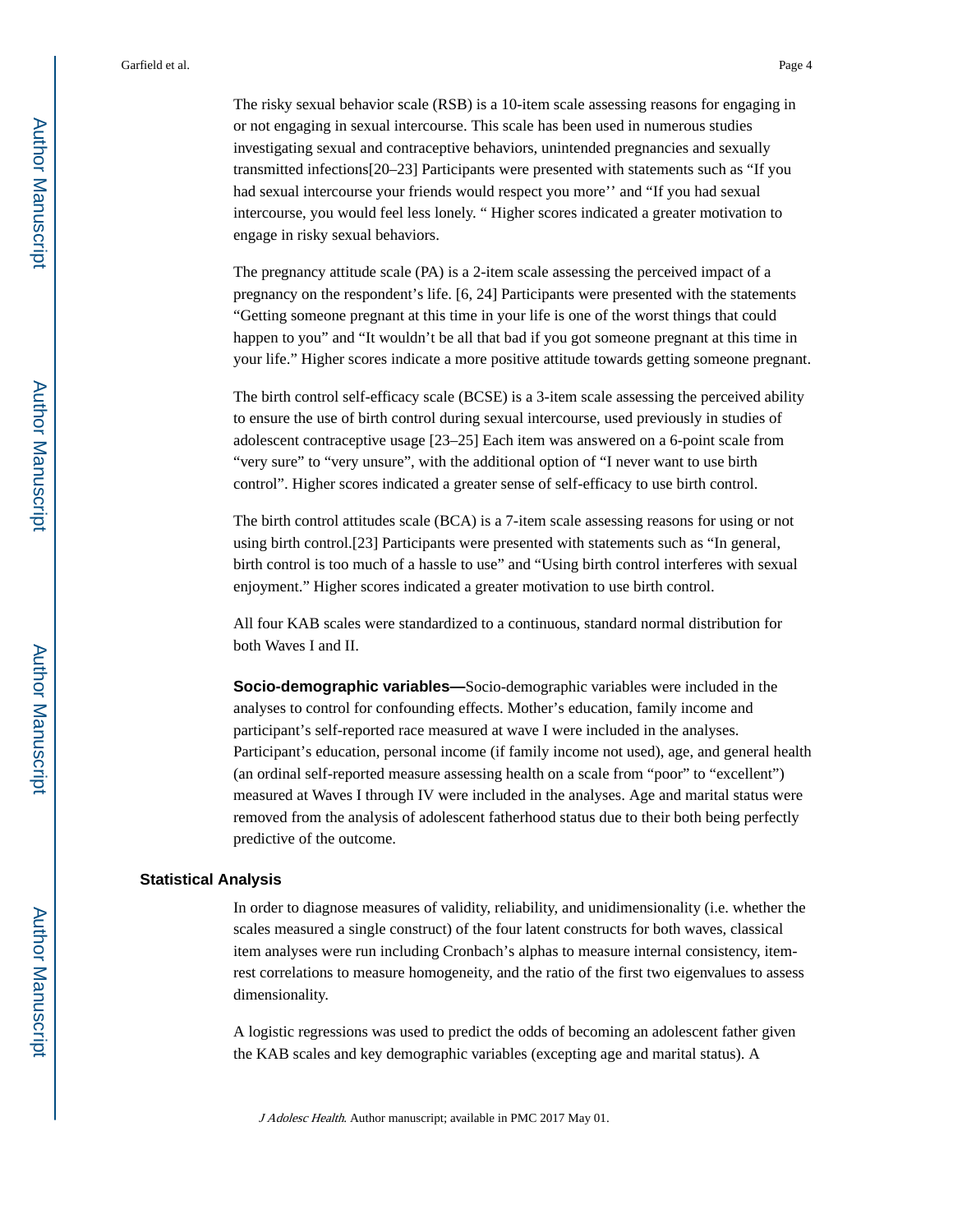The risky sexual behavior scale (RSB) is a 10-item scale assessing reasons for engaging in or not engaging in sexual intercourse. This scale has been used in numerous studies investigating sexual and contraceptive behaviors, unintended pregnancies and sexually transmitted infections[20–23] Participants were presented with statements such as "If you had sexual intercourse your friends would respect you more'' and "If you had sexual intercourse, you would feel less lonely. " Higher scores indicated a greater motivation to engage in risky sexual behaviors.

The pregnancy attitude scale (PA) is a 2-item scale assessing the perceived impact of a pregnancy on the respondent's life. [6, 24] Participants were presented with the statements "Getting someone pregnant at this time in your life is one of the worst things that could happen to you" and "It wouldn't be all that bad if you got someone pregnant at this time in your life." Higher scores indicate a more positive attitude towards getting someone pregnant.

The birth control self-efficacy scale (BCSE) is a 3-item scale assessing the perceived ability to ensure the use of birth control during sexual intercourse, used previously in studies of adolescent contraceptive usage [23–25] Each item was answered on a 6-point scale from "very sure" to "very unsure", with the additional option of "I never want to use birth control". Higher scores indicated a greater sense of self-efficacy to use birth control.

The birth control attitudes scale (BCA) is a 7-item scale assessing reasons for using or not using birth control.[23] Participants were presented with statements such as "In general, birth control is too much of a hassle to use" and "Using birth control interferes with sexual enjoyment." Higher scores indicated a greater motivation to use birth control.

All four KAB scales were standardized to a continuous, standard normal distribution for both Waves I and II.

**Socio-demographic variables—**Socio-demographic variables were included in the analyses to control for confounding effects. Mother's education, family income and participant's self-reported race measured at wave I were included in the analyses. Participant's education, personal income (if family income not used), age, and general health (an ordinal self-reported measure assessing health on a scale from "poor" to "excellent") measured at Waves I through IV were included in the analyses. Age and marital status were removed from the analysis of adolescent fatherhood status due to their both being perfectly predictive of the outcome.

## Statistical Analysis

In order to diagnose measures of validity, reliability, and unidimensionality (i.e. whether the scales measured a single construct) of the four latent constructs for both waves, classical item analyses were run including Cronbach's alphas to measure internal consistency, item-rest correlations to measure homogeneity, and the ratio of the first two eigenvalues to assess dimensionality.

A logistic regressions was used to predict the odds of becoming an adolescent father given the KAB scales and key demographic variables (excepting age and marital status). A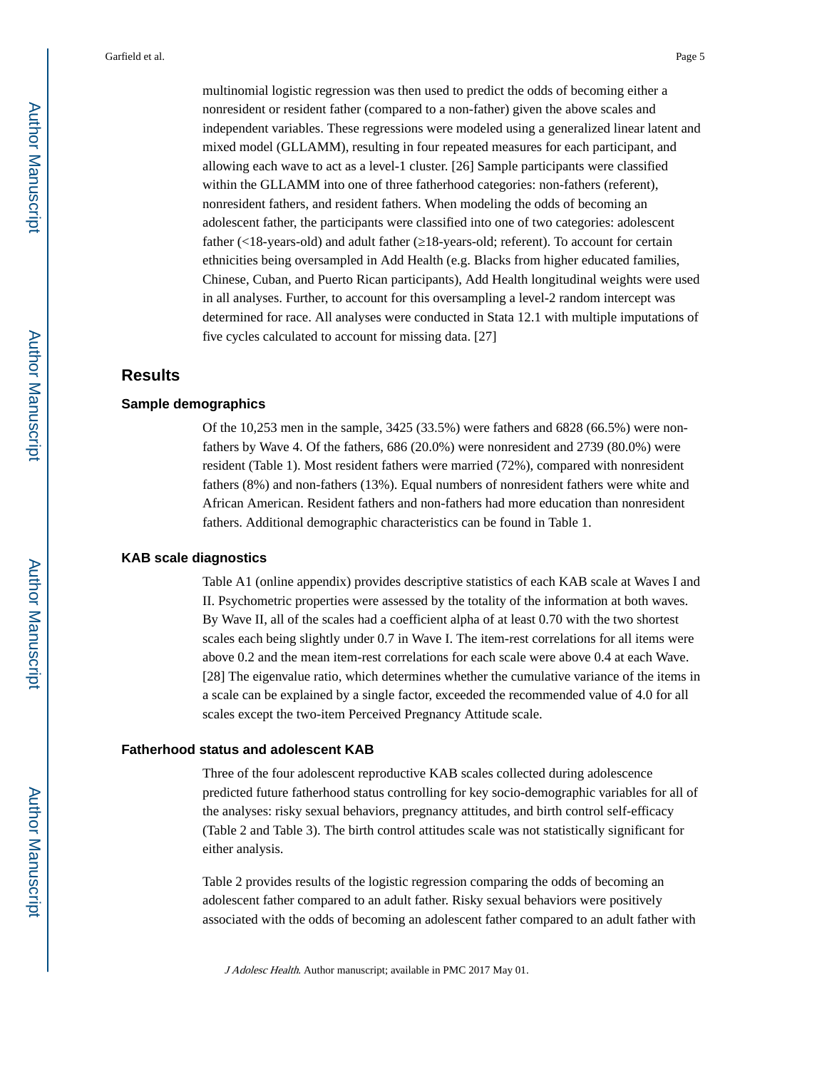multinomial logistic regression was then used to predict the odds of becoming either a nonresident or resident father (compared to a non-father) given the above scales and independent variables. These regressions were modeled using a generalized linear latent and mixed model (GLLAMM), resulting in four repeated measures for each participant, and allowing each wave to act as a level-1 cluster. [26] Sample participants were classified within the GLLAMM into one of three fatherhood categories: non-fathers (referent), nonresident fathers, and resident fathers. When modeling the odds of becoming an adolescent father, the participants were classified into one of two categories: adolescent father (<18-years-old) and adult father (≥18-years-old; referent). To account for certain ethnicities being oversampled in Add Health (e.g. Blacks from higher educated families, Chinese, Cuban, and Puerto Rican participants), Add Health longitudinal weights were used in all analyses. Further, to account for this oversampling a level-2 random intercept was determined for race. All analyses were conducted in Stata 12.1 with multiple imputations of five cycles calculated to account for missing data. [27]

## Results

### Sample demographics

Of the 10,253 men in the sample, 3425 (33.5%) were fathers and 6828 (66.5%) were non-fathers by Wave 4. Of the fathers, 686 (20.0%) were nonresident and 2739 (80.0%) were resident (Table 1). Most resident fathers were married (72%), compared with nonresident fathers (8%) and non-fathers (13%). Equal numbers of nonresident fathers were white and African American. Resident fathers and non-fathers had more education than nonresident fathers. Additional demographic characteristics can be found in Table 1.

### KAB scale diagnostics

Table A1 (online appendix) provides descriptive statistics of each KAB scale at Waves I and II. Psychometric properties were assessed by the totality of the information at both waves. By Wave II, all of the scales had a coefficient alpha of at least 0.70 with the two shortest scales each being slightly under 0.7 in Wave I. The item-rest correlations for all items were above 0.2 and the mean item-rest correlations for each scale were above 0.4 at each Wave. [28] The eigenvalue ratio, which determines whether the cumulative variance of the items in a scale can be explained by a single factor, exceeded the recommended value of 4.0 for all scales except the two-item Perceived Pregnancy Attitude scale.

### Fatherhood status and adolescent KAB

Three of the four adolescent reproductive KAB scales collected during adolescence predicted future fatherhood status controlling for key socio-demographic variables for all of the analyses: risky sexual behaviors, pregnancy attitudes, and birth control self-efficacy (Table 2 and Table 3). The birth control attitudes scale was not statistically significant for either analysis.

Table 2 provides results of the logistic regression comparing the odds of becoming an adolescent father compared to an adult father. Risky sexual behaviors were positively associated with the odds of becoming an adolescent father compared to an adult father with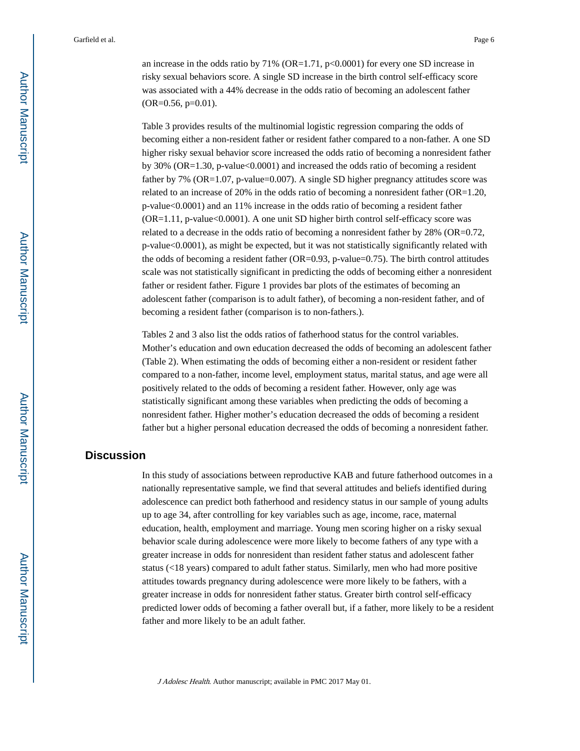an increase in the odds ratio by 71% (OR=1.71, $p<0.0001$) for every one SD increase in risky sexual behaviors score. A single SD increase in the birth control self-efficacy score was associated with a 44% decrease in the odds ratio of becoming an adolescent father (OR=0.56, p=0.01).

Table 3 provides results of the multinomial logistic regression comparing the odds of becoming either a non-resident father or resident father compared to a non-father. A one SD higher risky sexual behavior score increased the odds ratio of becoming a nonresident father by 30% (OR=1.30, p-value<0.0001) and increased the odds ratio of becoming a resident father by 7% (OR=1.07, p-value=0.007). A single SD higher pregnancy attitudes score was related to an increase of 20% in the odds ratio of becoming a nonresident father (OR=1.20, p-value<0.0001) and an 11% increase in the odds ratio of becoming a resident father (OR=1.11, p-value<0.0001). A one unit SD higher birth control self-efficacy score was related to a decrease in the odds ratio of becoming a nonresident father by 28% (OR=0.72, p-value<0.0001), as might be expected, but it was not statistically significantly related with the odds of becoming a resident father (OR=0.93, p-value=0.75). The birth control attitudes scale was not statistically significant in predicting the odds of becoming either a nonresident father or resident father. Figure 1 provides bar plots of the estimates of becoming an adolescent father (comparison is to adult father), of becoming a non-resident father, and of becoming a resident father (comparison is to non-fathers.).

Tables 2 and 3 also list the odds ratios of fatherhood status for the control variables. Mother's education and own education decreased the odds of becoming an adolescent father (Table 2). When estimating the odds of becoming either a non-resident or resident father compared to a non-father, income level, employment status, marital status, and age were all positively related to the odds of becoming a resident father. However, only age was statistically significant among these variables when predicting the odds of becoming a nonresident father. Higher mother's education decreased the odds of becoming a resident father but a higher personal education decreased the odds of becoming a nonresident father.

## Discussion

In this study of associations between reproductive KAB and future fatherhood outcomes in a nationally representative sample, we find that several attitudes and beliefs identified during adolescence can predict both fatherhood and residency status in our sample of young adults up to age 34, after controlling for key variables such as age, income, race, maternal education, health, employment and marriage. Young men scoring higher on a risky sexual behavior scale during adolescence were more likely to become fathers of any type with a greater increase in odds for nonresident than resident father status and adolescent father status (<18 years) compared to adult father status. Similarly, men who had more positive attitudes towards pregnancy during adolescence were more likely to be fathers, with a greater increase in odds for nonresident father status. Greater birth control self-efficacy predicted lower odds of becoming a father overall but, if a father, more likely to be a resident father and more likely to be an adult father.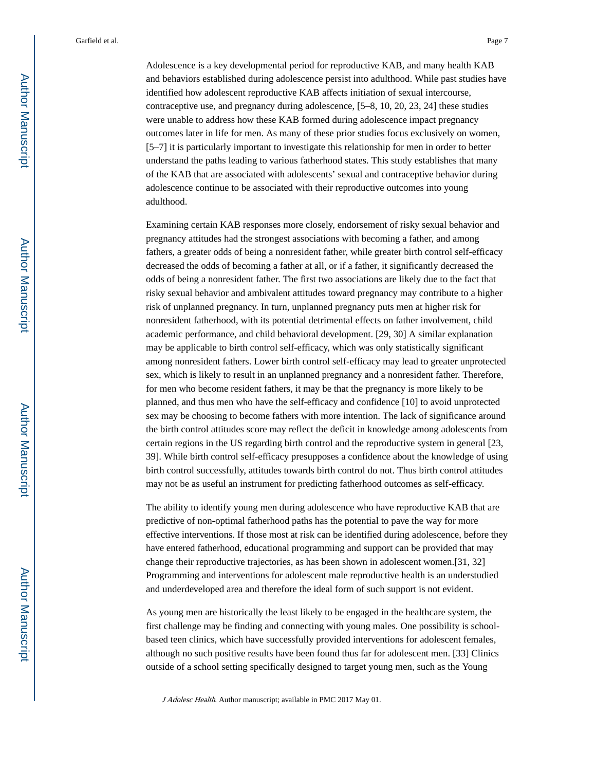Adolescence is a key developmental period for reproductive KAB, and many health KAB and behaviors established during adolescence persist into adulthood. While past studies have identified how adolescent reproductive KAB affects initiation of sexual intercourse, contraceptive use, and pregnancy during adolescence, [5–8, 10, 20, 23, 24] these studies were unable to address how these KAB formed during adolescence impact pregnancy outcomes later in life for men. As many of these prior studies focus exclusively on women, [5–7] it is particularly important to investigate this relationship for men in order to better understand the paths leading to various fatherhood states. This study establishes that many of the KAB that are associated with adolescents' sexual and contraceptive behavior during adolescence continue to be associated with their reproductive outcomes into young adulthood.

Examining certain KAB responses more closely, endorsement of risky sexual behavior and pregnancy attitudes had the strongest associations with becoming a father, and among fathers, a greater odds of being a nonresident father, while greater birth control self-efficacy decreased the odds of becoming a father at all, or if a father, it significantly decreased the odds of being a nonresident father. The first two associations are likely due to the fact that risky sexual behavior and ambivalent attitudes toward pregnancy may contribute to a higher risk of unplanned pregnancy. In turn, unplanned pregnancy puts men at higher risk for nonresident fatherhood, with its potential detrimental effects on father involvement, child academic performance, and child behavioral development. [29, 30] A similar explanation may be applicable to birth control self-efficacy, which was only statistically significant among nonresident fathers. Lower birth control self-efficacy may lead to greater unprotected sex, which is likely to result in an unplanned pregnancy and a nonresident father. Therefore, for men who become resident fathers, it may be that the pregnancy is more likely to be planned, and thus men who have the self-efficacy and confidence [10] to avoid unprotected sex may be choosing to become fathers with more intention. The lack of significance around the birth control attitudes score may reflect the deficit in knowledge among adolescents from certain regions in the US regarding birth control and the reproductive system in general [23, 39]. While birth control self-efficacy presupposes a confidence about the knowledge of using birth control successfully, attitudes towards birth control do not. Thus birth control attitudes may not be as useful an instrument for predicting fatherhood outcomes as self-efficacy.

The ability to identify young men during adolescence who have reproductive KAB that are predictive of non-optimal fatherhood paths has the potential to pave the way for more effective interventions. If those most at risk can be identified during adolescence, before they have entered fatherhood, educational programming and support can be provided that may change their reproductive trajectories, as has been shown in adolescent women.[31, 32] Programming and interventions for adolescent male reproductive health is an understudied and underdeveloped area and therefore the ideal form of such support is not evident.

As young men are historically the least likely to be engaged in the healthcare system, the first challenge may be finding and connecting with young males. One possibility is school-based teen clinics, which have successfully provided interventions for adolescent females, although no such positive results have been found thus far for adolescent men. [33] Clinics outside of a school setting specifically designed to target young men, such as the Young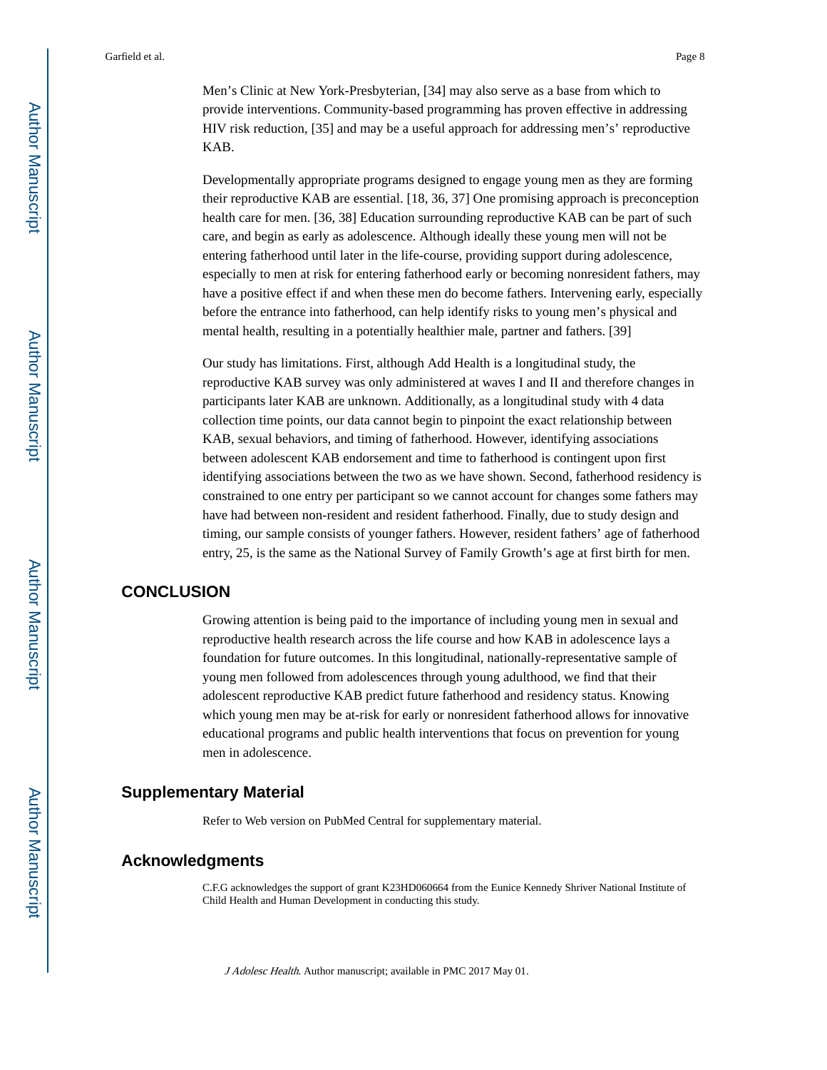Men's Clinic at New York-Presbyterian, [34] may also serve as a base from which to provide interventions. Community-based programming has proven effective in addressing HIV risk reduction, [35] and may be a useful approach for addressing men's' reproductive KAB.

Developmentally appropriate programs designed to engage young men as they are forming their reproductive KAB are essential. [18, 36, 37] One promising approach is preconception health care for men. [36, 38] Education surrounding reproductive KAB can be part of such care, and begin as early as adolescence. Although ideally these young men will not be entering fatherhood until later in the life-course, providing support during adolescence, especially to men at risk for entering fatherhood early or becoming nonresident fathers, may have a positive effect if and when these men do become fathers. Intervening early, especially before the entrance into fatherhood, can help identify risks to young men's physical and mental health, resulting in a potentially healthier male, partner and fathers. [39]

Our study has limitations. First, although Add Health is a longitudinal study, the reproductive KAB survey was only administered at waves I and II and therefore changes in participants later KAB are unknown. Additionally, as a longitudinal study with 4 data collection time points, our data cannot begin to pinpoint the exact relationship between KAB, sexual behaviors, and timing of fatherhood. However, identifying associations between adolescent KAB endorsement and time to fatherhood is contingent upon first identifying associations between the two as we have shown. Second, fatherhood residency is constrained to one entry per participant so we cannot account for changes some fathers may have had between non-resident and resident fatherhood. Finally, due to study design and timing, our sample consists of younger fathers. However, resident fathers' age of fatherhood entry, 25, is the same as the National Survey of Family Growth's age at first birth for men.

# CONCLUSION

Growing attention is being paid to the importance of including young men in sexual and reproductive health research across the life course and how KAB in adolescence lays a foundation for future outcomes. In this longitudinal, nationally-representative sample of young men followed from adolescences through young adulthood, we find that their adolescent reproductive KAB predict future fatherhood and residency status. Knowing which young men may be at-risk for early or nonresident fatherhood allows for innovative educational programs and public health interventions that focus on prevention for young men in adolescence.

## Supplementary Material

Refer to Web version on PubMed Central for supplementary material.

## Acknowledgments

C.F.G acknowledges the support of grant K23HD060664 from the Eunice Kennedy Shriver National Institute of Child Health and Human Development in conducting this study.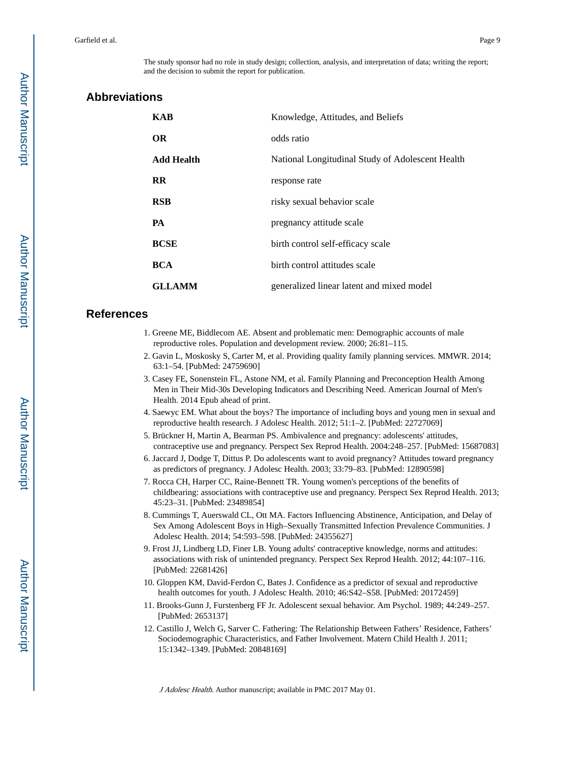The study sponsor had no role in study design; collection, analysis, and interpretation of data; writing the report; and the decision to submit the report for publication.

## Abbreviations

| | |
|---|---|
| **KAB** | Knowledge, Attitudes, and Beliefs |
| **OR** | odds ratio |
| **Add Health** | National Longitudinal Study of Adolescent Health |
| **RR** | response rate |
| **RSB** | risky sexual behavior scale |
| **PA** | pregnancy attitude scale |
| **BCSE** | birth control self-efficacy scale |
| **BCA** | birth control attitudes scale |
| **GLLAMM** | generalized linear latent and mixed model |

## References

1. Greene ME, Biddlecom AE. Absent and problematic men: Demographic accounts of male reproductive roles. Population and development review. 2000; 26:81–115.
2. Gavin L, Moskosky S, Carter M, et al. Providing quality family planning services. MMWR. 2014; 63:1–54. [PubMed: 24759690]
3. Casey FE, Sonenstein FL, Astone NM, et al. Family Planning and Preconception Health Among Men in Their Mid-30s Developing Indicators and Describing Need. American Journal of Men's Health. 2014 Epub ahead of print.
4. Saewyc EM. What about the boys? The importance of including boys and young men in sexual and reproductive health research. J Adolesc Health. 2012; 51:1–2. [PubMed: 22727069]
5. Brückner H, Martin A, Bearman PS. Ambivalence and pregnancy: adolescents' attitudes, contraceptive use and pregnancy. Perspect Sex Reprod Health. 2004:248–257. [PubMed: 15687083]
6. Jaccard J, Dodge T, Dittus P. Do adolescents want to avoid pregnancy? Attitudes toward pregnancy as predictors of pregnancy. J Adolesc Health. 2003; 33:79–83. [PubMed: 12890598]
7. Rocca CH, Harper CC, Raine-Bennett TR. Young women's perceptions of the benefits of childbearing: associations with contraceptive use and pregnancy. Perspect Sex Reprod Health. 2013; 45:23–31. [PubMed: 23489854]
8. Cummings T, Auerswald CL, Ott MA. Factors Influencing Abstinence, Anticipation, and Delay of Sex Among Adolescent Boys in High–Sexually Transmitted Infection Prevalence Communities. J Adolesc Health. 2014; 54:593–598. [PubMed: 24355627]
9. Frost JJ, Lindberg LD, Finer LB. Young adults' contraceptive knowledge, norms and attitudes: associations with risk of unintended pregnancy. Perspect Sex Reprod Health. 2012; 44:107–116. [PubMed: 22681426]
10. Gloppen KM, David-Ferdon C, Bates J. Confidence as a predictor of sexual and reproductive health outcomes for youth. J Adolesc Health. 2010; 46:S42–S58. [PubMed: 20172459]
11. Brooks-Gunn J, Furstenberg FF Jr. Adolescent sexual behavior. Am Psychol. 1989; 44:249–257. [PubMed: 2653137]
12. Castillo J, Welch G, Sarver C. Fathering: The Relationship Between Fathers' Residence, Fathers' Sociodemographic Characteristics, and Father Involvement. Matern Child Health J. 2011; 15:1342–1349. [PubMed: 20848169]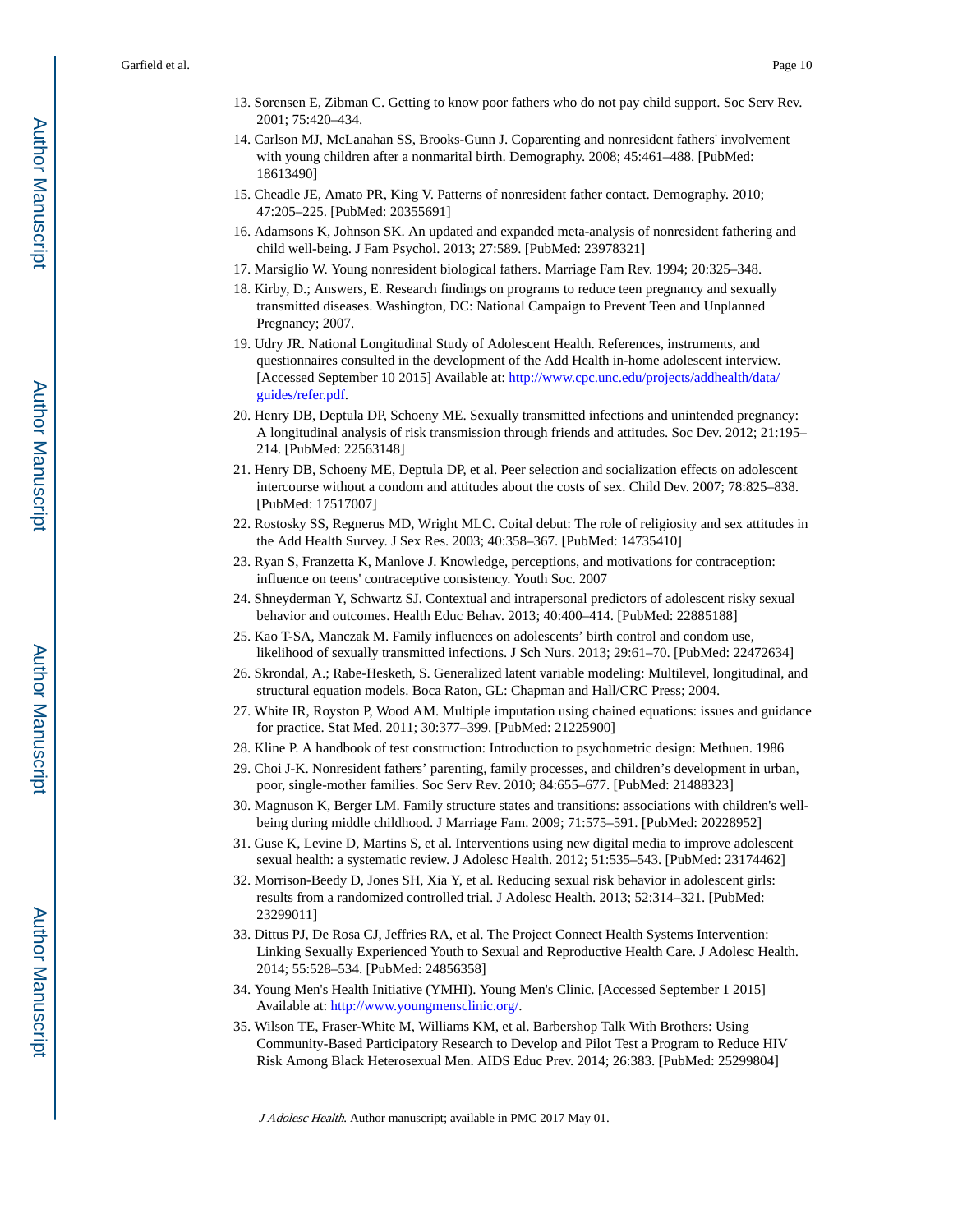13. Sorensen E, Zibman C. Getting to know poor fathers who do not pay child support. Soc Serv Rev. 2001; 75:420–434.
14. Carlson MJ, McLanahan SS, Brooks-Gunn J. Coparenting and nonresident fathers' involvement with young children after a nonmarital birth. Demography. 2008; 45:461–488. [PubMed: 18613490]
15. Cheadle JE, Amato PR, King V. Patterns of nonresident father contact. Demography. 2010; 47:205–225. [PubMed: 20355691]
16. Adamsons K, Johnson SK. An updated and expanded meta-analysis of nonresident fathering and child well-being. J Fam Psychol. 2013; 27:589. [PubMed: 23978321]
17. Marsiglio W. Young nonresident biological fathers. Marriage Fam Rev. 1994; 20:325–348.
18. Kirby, D.; Answers, E. Research findings on programs to reduce teen pregnancy and sexually transmitted diseases. Washington, DC: National Campaign to Prevent Teen and Unplanned Pregnancy; 2007.
19. Udry JR. National Longitudinal Study of Adolescent Health. References, instruments, and questionnaires consulted in the development of the Add Health in-home adolescent interview. [Accessed September 10 2015] Available at: http://www.cpc.unc.edu/projects/addhealth/data/guides/refer.pdf.
20. Henry DB, Deptula DP, Schoeny ME. Sexually transmitted infections and unintended pregnancy: A longitudinal analysis of risk transmission through friends and attitudes. Soc Dev. 2012; 21:195–214. [PubMed: 22563148]
21. Henry DB, Schoeny ME, Deptula DP, et al. Peer selection and socialization effects on adolescent intercourse without a condom and attitudes about the costs of sex. Child Dev. 2007; 78:825–838. [PubMed: 17517007]
22. Rostosky SS, Regnerus MD, Wright MLC. Coital debut: The role of religiosity and sex attitudes in the Add Health Survey. J Sex Res. 2003; 40:358–367. [PubMed: 14735410]
23. Ryan S, Franzetta K, Manlove J. Knowledge, perceptions, and motivations for contraception: influence on teens' contraceptive consistency. Youth Soc. 2007
24. Shneyderman Y, Schwartz SJ. Contextual and intrapersonal predictors of adolescent risky sexual behavior and outcomes. Health Educ Behav. 2013; 40:400–414. [PubMed: 22885188]
25. Kao T-SA, Manczak M. Family influences on adolescents' birth control and condom use, likelihood of sexually transmitted infections. J Sch Nurs. 2013; 29:61–70. [PubMed: 22472634]
26. Skrondal, A.; Rabe-Hesketh, S. Generalized latent variable modeling: Multilevel, longitudinal, and structural equation models. Boca Raton, GL: Chapman and Hall/CRC Press; 2004.
27. White IR, Royston P, Wood AM. Multiple imputation using chained equations: issues and guidance for practice. Stat Med. 2011; 30:377–399. [PubMed: 21225900]
28. Kline P. A handbook of test construction: Introduction to psychometric design: Methuen. 1986
29. Choi J-K. Nonresident fathers' parenting, family processes, and children's development in urban, poor, single-mother families. Soc Serv Rev. 2010; 84:655–677. [PubMed: 21488323]
30. Magnuson K, Berger LM. Family structure states and transitions: associations with children's well-being during middle childhood. J Marriage Fam. 2009; 71:575–591. [PubMed: 20228952]
31. Guse K, Levine D, Martins S, et al. Interventions using new digital media to improve adolescent sexual health: a systematic review. J Adolesc Health. 2012; 51:535–543. [PubMed: 23174462]
32. Morrison-Beedy D, Jones SH, Xia Y, et al. Reducing sexual risk behavior in adolescent girls: results from a randomized controlled trial. J Adolesc Health. 2013; 52:314–321. [PubMed: 23299011]
33. Dittus PJ, De Rosa CJ, Jeffries RA, et al. The Project Connect Health Systems Intervention: Linking Sexually Experienced Youth to Sexual and Reproductive Health Care. J Adolesc Health. 2014; 55:528–534. [PubMed: 24856358]
34. Young Men's Health Initiative (YMHI). Young Men's Clinic. [Accessed September 1 2015] Available at: http://www.youngmensclinic.org/.
35. Wilson TE, Fraser-White M, Williams KM, et al. Barbershop Talk With Brothers: Using Community-Based Participatory Research to Develop and Pilot Test a Program to Reduce HIV Risk Among Black Heterosexual Men. AIDS Educ Prev. 2014; 26:383. [PubMed: 25299804]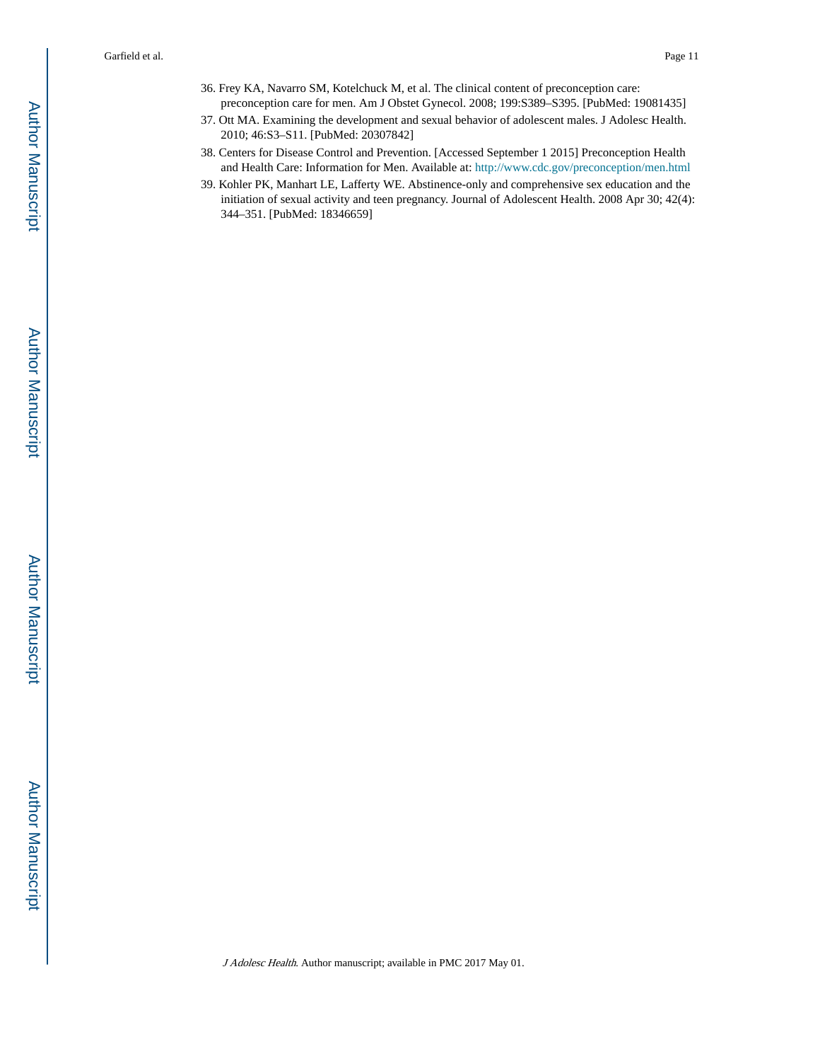36. Frey KA, Navarro SM, Kotelchuck M, et al. The clinical content of preconception care: preconception care for men. Am J Obstet Gynecol. 2008; 199:S389–S395. [PubMed: 19081435]
37. Ott MA. Examining the development and sexual behavior of adolescent males. J Adolesc Health. 2010; 46:S3–S11. [PubMed: 20307842]
38. Centers for Disease Control and Prevention. [Accessed September 1 2015] Preconception Health and Health Care: Information for Men. Available at: http://www.cdc.gov/preconception/men.html
39. Kohler PK, Manhart LE, Lafferty WE. Abstinence-only and comprehensive sex education and the initiation of sexual activity and teen pregnancy. Journal of Adolescent Health. 2008 Apr 30; 42(4): 344–351. [PubMed: 18346659]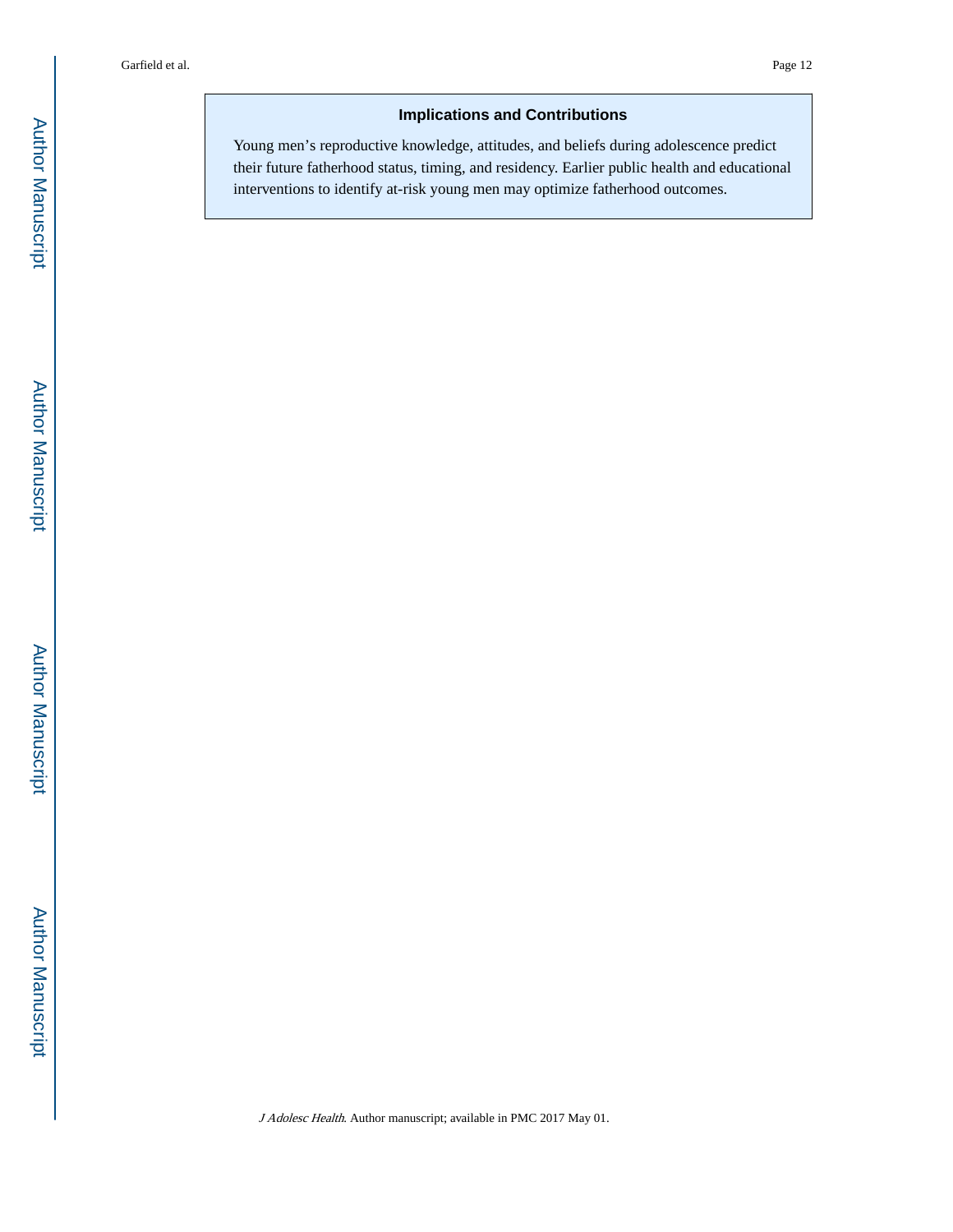## Implications and Contributions

Young men's reproductive knowledge, attitudes, and beliefs during adolescence predict their future fatherhood status, timing, and residency. Earlier public health and educational interventions to identify at-risk young men may optimize fatherhood outcomes.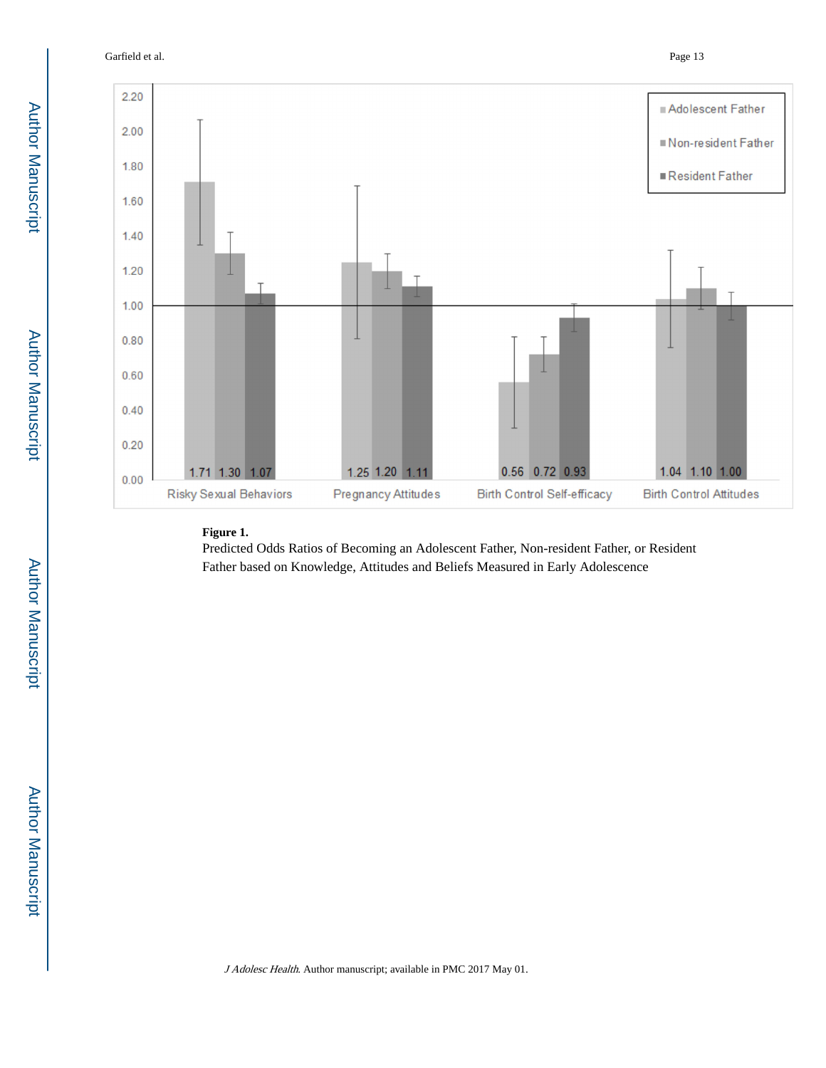| | Adolescent Father | Non-resident Father | Resident Father |
|---|---|---|---|
| Risky Sexual Behaviors | 1.71 | 1.30 | 1.07 |
| Pregnancy Attitudes | 1.25 | 1.20 | 1.11 |
| Birth Control Self-efficacy | 0.56 | 0.72 | 0.93 |
| Birth Control Attitudes | 1.04 | 1.10 | 1.00 |

**Figure 1.**

Predicted Odds Ratios of Becoming an Adolescent Father, Non-resident Father, or Resident Father based on Knowledge, Attitudes and Beliefs Measured in Early Adolescence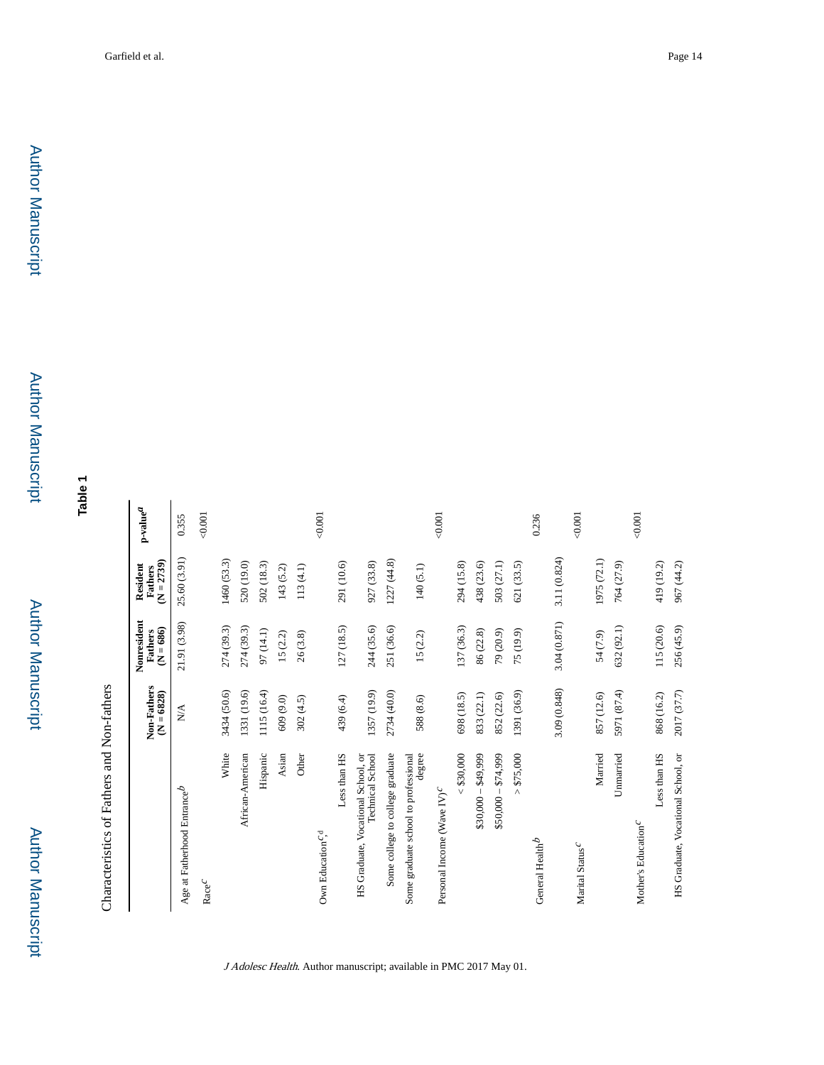**Table 1**

Characteristics of Fathers and Non-fathers

| | Non-Fathers (N = 6828) | Nonresident Fathers (N = 686) | Resident Fathers (N = 2739) | p-value[a] |
|---|---|---|---|---|
| Age at Fatherhood Entrance[b] | N/A | 21.91 (3.98) | 25.60 (3.91) | 0.355 |
| Race[c] | | | | <0.001 |
| White | 3434 (50.6) | 274 (39.3) | 1460 (53.3) | |
| African-American | 1331 (19.6) | 274 (39.3) | 520 (19.0) | |
| Hispanic | 1115 (16.4) | 97 (14.1) | 502 (18.3) | |
| Asian | 609 (9.0) | 15 (2.2) | 143 (5.2) | |
| Other | 302 (4.5) | 26 (3.8) | 113 (4.1) | |
| Own Education[c,d] | | | | <0.001 |
| Less than HS | 439 (6.4) | 127 (18.5) | 291 (10.6) | |
| HS Graduate, Vocational School, or Technical School | 1357 (19.9) | 244 (35.6) | 927 (33.8) | |
| Some college to college graduate | 2734 (40.0) | 251 (36.6) | 1227 (44.8) | |
| Some graduate school to professional degree | 588 (8.6) | 15 (2.2) | 140 (5.1) | |
| Personal Income (Wave IV)[c] | | | | <0.001 |
| < $30,000 | 698 (18.5) | 137 (36.3) | 294 (15.8) | |
| $30,000 – $49,999 | 833 (22.1) | 86 (22.8) | 438 (23.6) | |
| $50,000 – $74,999 | 852 (22.6) | 79 (20.9) | 503 (27.1) | |
| > $75,000 | 1391 (36.9) | 75 (19.9) | 621 (33.5) | |
| General Health[b] | 3.09 (0.848) | 3.04 (0.871) | 3.11 (0.824) | 0.236 |
| Marital Status[c] | | | | <0.001 |
| Married | 857 (12.6) | 54 (7.9) | 1975 (72.1) | |
| Unmarried | 5971 (87.4) | 632 (92.1) | 764 (27.9) | |
| Mother's Education[c] | | | | <0.001 |
| Less than HS | 868 (16.2) | 115 (20.6) | 419 (19.2) | |
| HS Graduate, Vocational School, or | 2017 (37.7) | 256 (45.9) | 967 (44.2) | |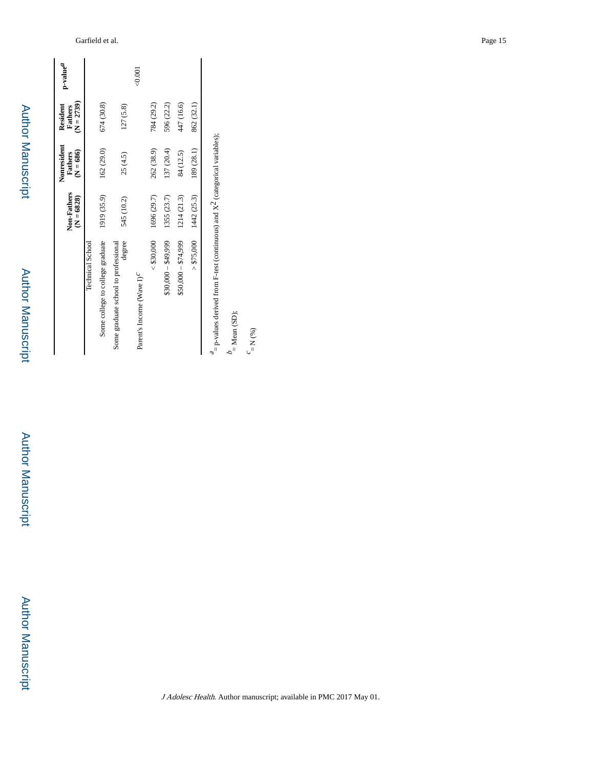| | Non-Fathers (N = 6828) | Nonresident Fathers (N = 686) | Resident Fathers (N = 2739) | p-value[a] |
|---|---|---|---|---|
| Technical School | | | | |
| Some college to college graduate | 1919 (35.9) | 162 (29.0) | 674 (30.8) | |
| Some graduate school to professional degree | 545 (10.2) | 25 (4.5) | 127 (5.8) | |
| Parent's Income (Wave 1)[c] | | | | <0.001 |
| < $30,000 | 1696 (29.7) | 262 (38.9) | 784 (29.2) | |
| $30,000 – $49,999 | 1355 (23.7) | 137 (20.4) | 596 (22.2) | |
| $50,000 – $74,999 | 1214 (21.3) | 84 (12.5) | 447 (16.6) | |
| > $75,000 | 1442 (25.3) | 189 (28.1) | 862 (32.1) | |

[a] = p-values derived from F-test (continuous) and $X^2$ (categorical variables);

[b] = Mean (SD);

[c] = N (%)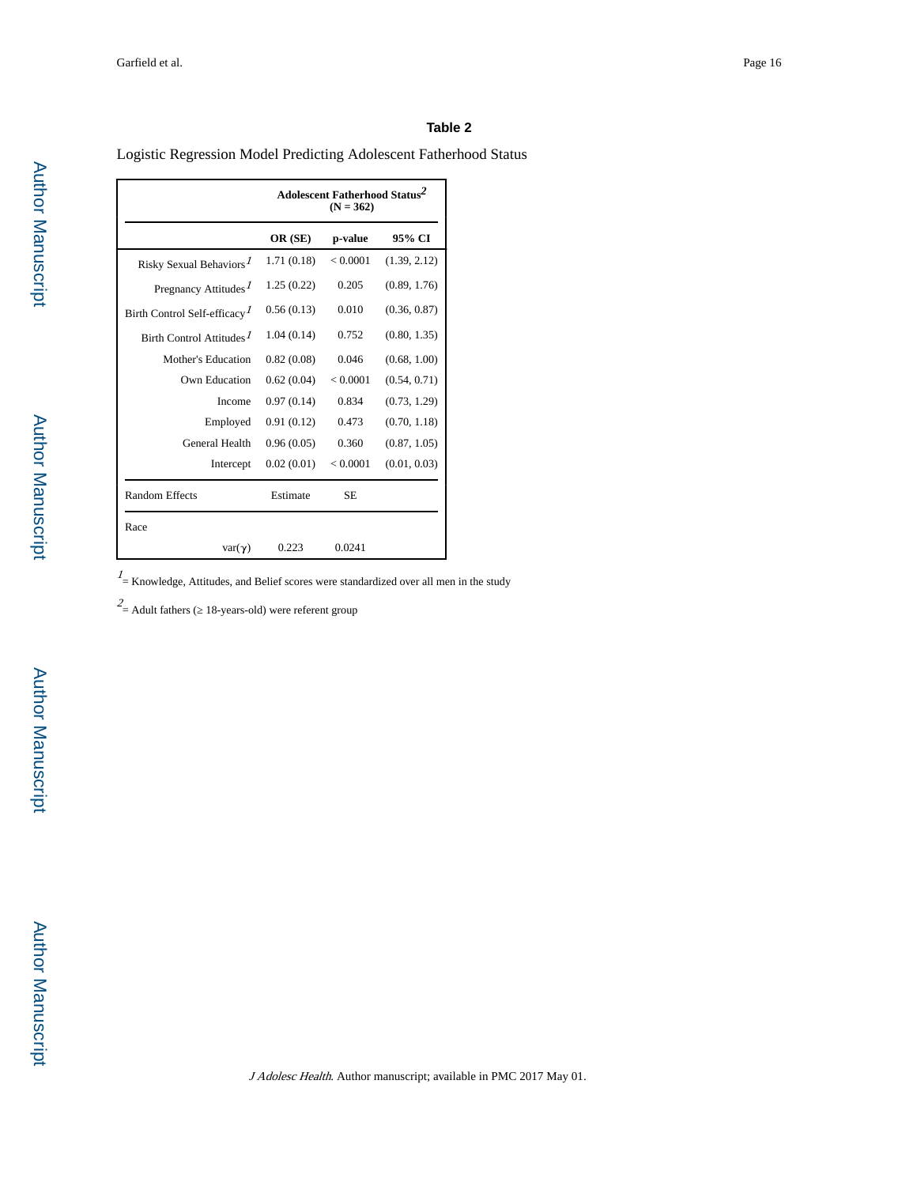### Table 2

Logistic Regression Model Predicting Adolescent Fatherhood Status

| | Adolescent Fatherhood Status[2] (N = 362) | | |
|---|---|---|---|
| | OR (SE) | p-value | 95% CI |
| Risky Sexual Behaviors[1] | 1.71 (0.18) | < 0.0001 | (1.39, 2.12) |
| Pregnancy Attitudes[1] | 1.25 (0.22) | 0.205 | (0.89, 1.76) |
| Birth Control Self-efficacy[1] | 0.56 (0.13) | 0.010 | (0.36, 0.87) |
| Birth Control Attitudes[1] | 1.04 (0.14) | 0.752 | (0.80, 1.35) |
| Mother's Education | 0.82 (0.08) | 0.046 | (0.68, 1.00) |
| Own Education | 0.62 (0.04) | < 0.0001 | (0.54, 0.71) |
| Income | 0.97 (0.14) | 0.834 | (0.73, 1.29) |
| Employed | 0.91 (0.12) | 0.473 | (0.70, 1.18) |
| General Health | 0.96 (0.05) | 0.360 | (0.87, 1.05) |
| Intercept | 0.02 (0.01) | < 0.0001 | (0.01, 0.03) |
| Random Effects | Estimate | SE | |
| Race | | | |
| var($\gamma$) | 0.223 | 0.0241 | |

[1]= Knowledge, Attitudes, and Belief scores were standardized over all men in the study

[2]= Adult fathers (≥ 18-years-old) were referent group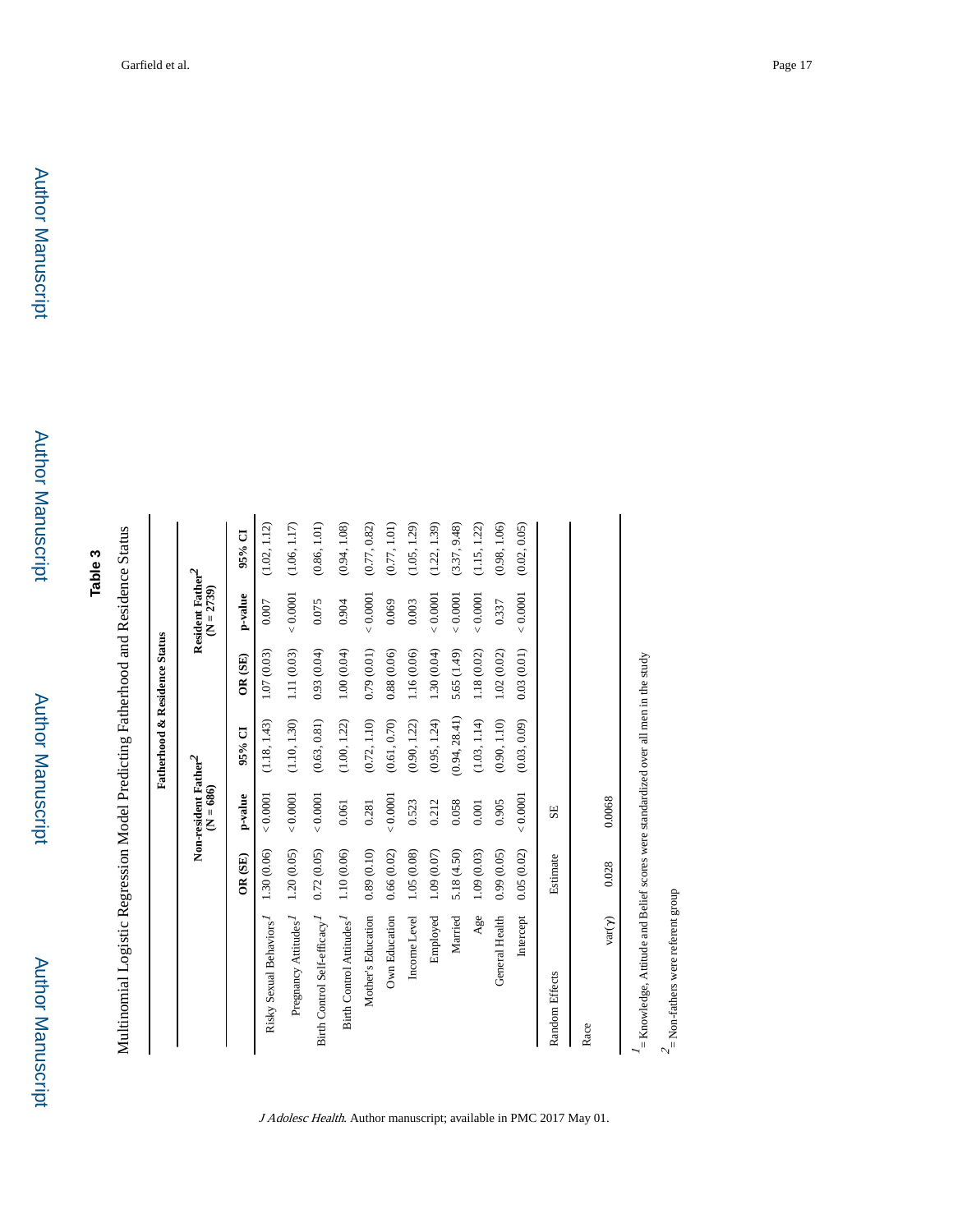## Table 3

Multinomial Logistic Regression Model Predicting Fatherhood and Residence Status

| | Fatherhood & Residence Status | | | | | |
|---|---|---|---|---|---|---|
| | Non-resident Father[2] (N = 686) | | | Resident Father[2] (N = 2739) | | |
| | OR (SE) | p-value | 95% CI | OR (SE) | p-value | 95% CI |
| Risky Sexual Behaviors[1] | 1.30 (0.06) | < 0.0001 | (1.18, 1.43) | 1.07 (0.03) | 0.007 | (1.02, 1.12) |
| Pregnancy Attitudes[1] | 1.20 (0.05) | < 0.0001 | (1.10, 1.30) | 1.11 (0.03) | < 0.0001 | (1.06, 1.17) |
| Birth Control Self-efficacy[1] | 0.72 (0.05) | < 0.0001 | (0.63, 0.81) | 0.93 (0.04) | 0.075 | (0.86, 1.01) |
| Birth Control Attitudes[1] | 1.10 (0.06) | 0.061 | (1.00, 1.22) | 1.00 (0.04) | 0.904 | (0.94, 1.08) |
| Mother's Education | 0.89 (0.10) | 0.281 | (0.72, 1.10) | 0.79 (0.01) | < 0.0001 | (0.77, 0.82) |
| Own Education | 0.66 (0.02) | < 0.0001 | (0.61, 0.70) | 0.88 (0.06) | 0.069 | (0.77, 1.01) |
| Income Level | 1.05 (0.08) | 0.523 | (0.90, 1.22) | 1.16 (0.06) | 0.003 | (1.05, 1.29) |
| Employed | 1.09 (0.07) | 0.212 | (0.95, 1.24) | 1.30 (0.04) | < 0.0001 | (1.22, 1.39) |
| Married | 5.18 (4.50) | 0.058 | (0.94, 28.41) | 5.65 (1.49) | < 0.0001 | (3.37, 9.48) |
| Age | 1.09 (0.03) | 0.001 | (1.03, 1.14) | 1.18 (0.02) | < 0.0001 | (1.15, 1.22) |
| General Health | 0.99 (0.05) | 0.905 | (0.90, 1.10) | 1.02 (0.02) | 0.337 | (0.98, 1.06) |
| Intercept | 0.05 (0.02) | < 0.0001 | (0.03, 0.09) | 0.03 (0.01) | < 0.0001 | (0.02, 0.05) |
| Random Effects | Estimate | SE | | | | |
| Race | | | | | | |
| var(γ) | 0.028 | 0.0068 | | | | |

[1] = Knowledge, Attitude and Belief scores were standardized over all men in the study

[2] = Non-fathers were referent group